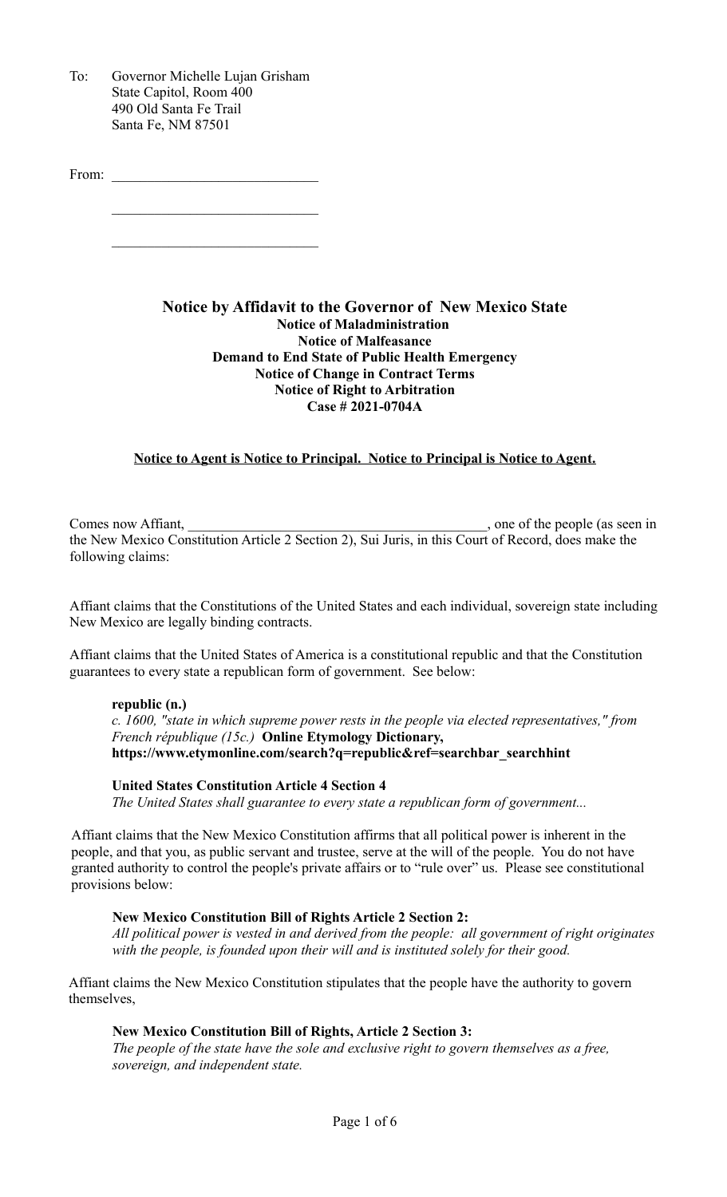To: Governor Michelle Lujan Grisham
State Capitol, Room 400
490 Old Santa Fe Trail
Santa Fe, NM 87501

From: \_\_\_\_\_\_\_\_\_\_\_\_\_\_\_\_\_\_\_\_\_\_\_\_\_\_\_\_

\_\_\_\_\_\_\_\_\_\_\_\_\_\_\_\_\_\_\_\_\_\_\_\_\_\_\_\_

\_\_\_\_\_\_\_\_\_\_\_\_\_\_\_\_\_\_\_\_\_\_\_\_\_\_\_\_

# Notice by Affidavit to the Governor of New Mexico State

**Notice of Maladministration**
**Notice of Malfeasance**
**Demand to End State of Public Health Emergency**
**Notice of Change in Contract Terms**
**Notice of Right to Arbitration**
**Case # 2021-0704A**

**Notice to Agent is Notice to Principal. Notice to Principal is Notice to Agent.**

Comes now Affiant, \_\_\_\_\_\_\_\_\_\_\_\_\_\_\_\_\_\_\_\_\_\_\_\_\_\_\_\_\_\_\_\_\_\_\_\_\_\_\_\_\_\_, one of the people (as seen in the New Mexico Constitution Article 2 Section 2), Sui Juris, in this Court of Record, does make the following claims:

Affiant claims that the Constitutions of the United States and each individual, sovereign state including New Mexico are legally binding contracts.

Affiant claims that the United States of America is a constitutional republic and that the Constitution guarantees to every state a republican form of government. See below:

> **republic (n.)**
> *c. 1600, "state in which supreme power rests in the people via elected representatives," from French république (15c.)* **Online Etymology Dictionary, https://www.etymonline.com/search?q=republic&ref=searchbar_searchhint**
>
> **United States Constitution Article 4 Section 4**
> *The United States shall guarantee to every state a republican form of government...*

Affiant claims that the New Mexico Constitution affirms that all political power is inherent in the people, and that you, as public servant and trustee, serve at the will of the people. You do not have granted authority to control the people's private affairs or to "rule over" us. Please see constitutional provisions below:

> **New Mexico Constitution Bill of Rights Article 2 Section 2:**
> *All political power is vested in and derived from the people: all government of right originates with the people, is founded upon their will and is instituted solely for their good.*

Affiant claims the New Mexico Constitution stipulates that the people have the authority to govern themselves,

> **New Mexico Constitution Bill of Rights, Article 2 Section 3:**
> *The people of the state have the sole and exclusive right to govern themselves as a free, sovereign, and independent state.*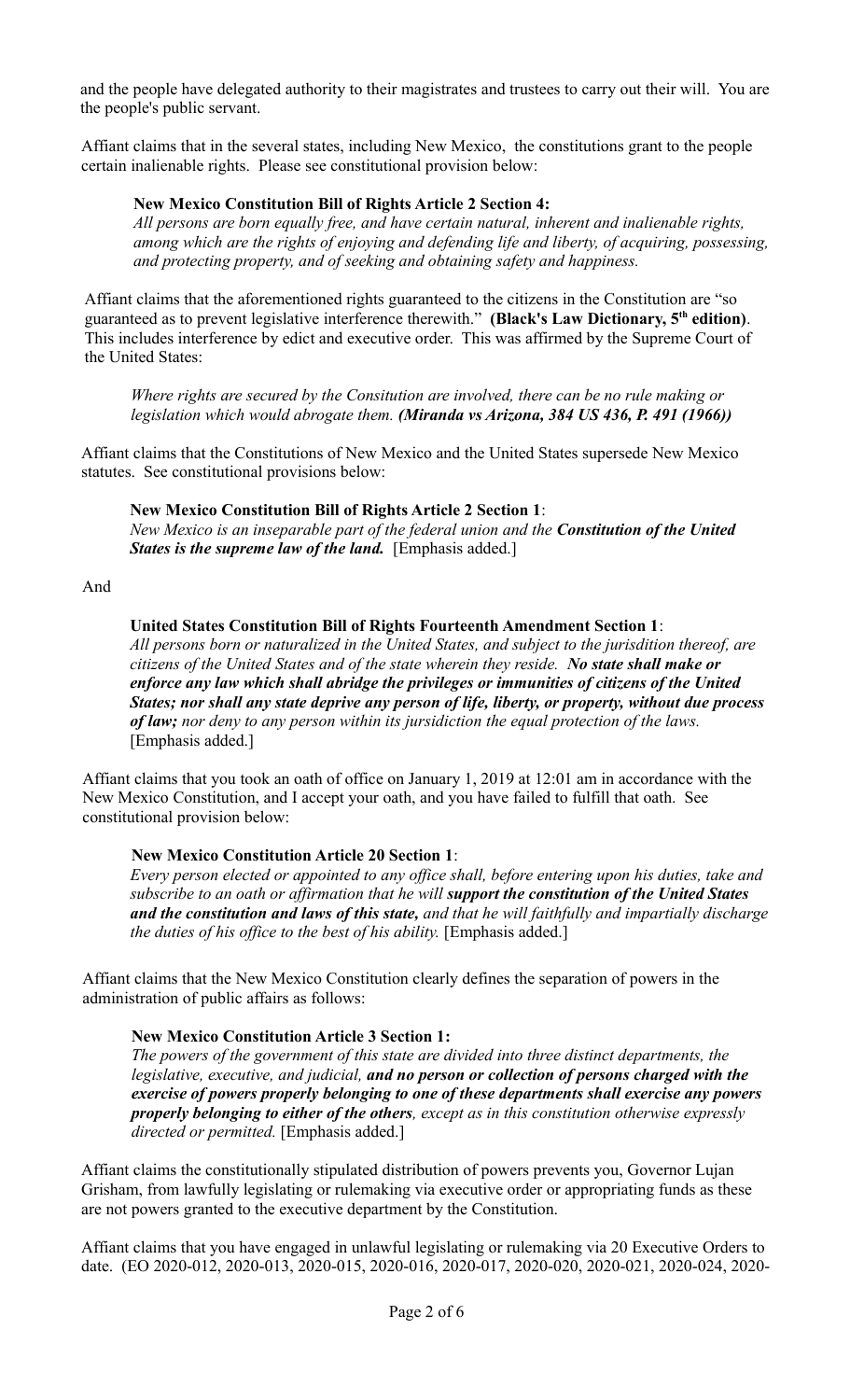and the people have delegated authority to their magistrates and trustees to carry out their will. You are the people's public servant.

Affiant claims that in the several states, including New Mexico, the constitutions grant to the people certain inalienable rights. Please see constitutional provision below:

> **New Mexico Constitution Bill of Rights Article 2 Section 4:**
> *All persons are born equally free, and have certain natural, inherent and inalienable rights, among which are the rights of enjoying and defending life and liberty, of acquiring, possessing, and protecting property, and of seeking and obtaining safety and happiness.*

Affiant claims that the aforementioned rights guaranteed to the citizens in the Constitution are "so guaranteed as to prevent legislative interference therewith." **(Black's Law Dictionary, 5th edition)**. This includes interference by edict and executive order. This was affirmed by the Supreme Court of the United States:

> *Where rights are secured by the Consitution are involved, there can be no rule making or legislation which would abrogate them.* ***(Miranda vs Arizona, 384 US 436, P. 491 (1966))***

Affiant claims that the Constitutions of New Mexico and the United States supersede New Mexico statutes. See constitutional provisions below:

> **New Mexico Constitution Bill of Rights Article 2 Section 1**:
> *New Mexico is an inseparable part of the federal union and the* ***Constitution of the United States is the supreme law of the land.*** [Emphasis added.]

And

> **United States Constitution Bill of Rights Fourteenth Amendment Section 1**:
> *All persons born or naturalized in the United States, and subject to the jurisdiction thereof, are citizens of the United States and of the state wherein they reside.* ***No state shall make or enforce any law which shall abridge the privileges or immunities of citizens of the United States; nor shall any state deprive any person of life, liberty, or property, without due process of law;*** *nor deny to any person within its jurisdiction the equal protection of the laws.* [Emphasis added.]

Affiant claims that you took an oath of office on January 1, 2019 at 12:01 am in accordance with the New Mexico Constitution, and I accept your oath, and you have failed to fulfill that oath. See constitutional provision below:

> **New Mexico Constitution Article 20 Section 1**:
> *Every person elected or appointed to any office shall, before entering upon his duties, take and subscribe to an oath or affirmation that he will* ***support the constitution of the United States and the constitution and laws of this state,*** *and that he will faithfully and impartially discharge the duties of his office to the best of his ability.* [Emphasis added.]

Affiant claims that the New Mexico Constitution clearly defines the separation of powers in the administration of public affairs as follows:

> **New Mexico Constitution Article 3 Section 1:**
> *The powers of the government of this state are divided into three distinct departments, the legislative, executive, and judicial,* ***and no person or collection of persons charged with the exercise of powers properly belonging to one of these departments shall exercise any powers properly belonging to either of the others****, except as in this constitution otherwise expressly directed or permitted.* [Emphasis added.]

Affiant claims the constitutionally stipulated distribution of powers prevents you, Governor Lujan Grisham, from lawfully legislating or rulemaking via executive order or appropriating funds as these are not powers granted to the executive department by the Constitution.

Affiant claims that you have engaged in unlawful legislating or rulemaking via 20 Executive Orders to date. (EO 2020-012, 2020-013, 2020-015, 2020-016, 2020-017, 2020-020, 2020-021, 2020-024, 2020-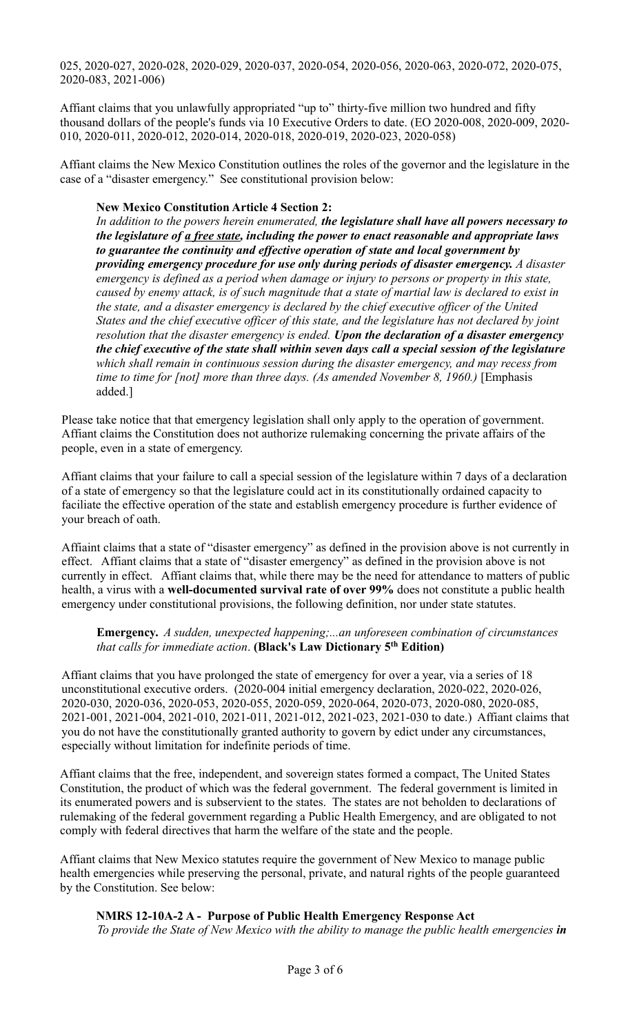025, 2020-027, 2020-028, 2020-029, 2020-037, 2020-054, 2020-056, 2020-063, 2020-072, 2020-075, 2020-083, 2021-006)

Affiant claims that you unlawfully appropriated "up to" thirty-five million two hundred and fifty thousand dollars of the people's funds via 10 Executive Orders to date. (EO 2020-008, 2020-009, 2020-010, 2020-011, 2020-012, 2020-014, 2020-018, 2020-019, 2020-023, 2020-058)

Affiant claims the New Mexico Constitution outlines the roles of the governor and the legislature in the case of a "disaster emergency." See constitutional provision below:

> **New Mexico Constitution Article 4 Section 2:**
> *In addition to the powers herein enumerated, **the legislature shall have all powers necessary to the legislature of a free state, including the power to enact reasonable and appropriate laws to guarantee the continuity and effective operation of state and local government by providing emergency procedure for use only during periods of disaster emergency.** A disaster emergency is defined as a period when damage or injury to persons or property in this state, caused by enemy attack, is of such magnitude that a state of martial law is declared to exist in the state, and a disaster emergency is declared by the chief executive officer of the United States and the chief executive officer of this state, and the legislature has not declared by joint resolution that the disaster emergency is ended. **Upon the declaration of a disaster emergency the chief executive of the state shall within seven days call a special session of the legislature** which shall remain in continuous session during the disaster emergency, and may recess from time to time for [not] more than three days. (As amended November 8, 1960.)* [Emphasis added.]

Please take notice that that emergency legislation shall only apply to the operation of government. Affiant claims the Constitution does not authorize rulemaking concerning the private affairs of the people, even in a state of emergency.

Affiant claims that your failure to call a special session of the legislature within 7 days of a declaration of a state of emergency so that the legislature could act in its constitutionally ordained capacity to faciliate the effective operation of the state and establish emergency procedure is further evidence of your breach of oath.

Affiaint claims that a state of "disaster emergency" as defined in the provision above is not currently in effect. Affiant claims that a state of "disaster emergency" as defined in the provision above is not currently in effect. Affiant claims that, while there may be the need for attendance to matters of public health, a virus with a **well-documented survival rate of over 99%** does not constitute a public health emergency under constitutional provisions, the following definition, nor under state statutes.

> **Emergency.** *A sudden, unexpected happening;...an unforeseen combination of circumstances that calls for immediate action*. **(Black's Law Dictionary 5th Edition)**

Affiant claims that you have prolonged the state of emergency for over a year, via a series of 18 unconstitutional executive orders. (2020-004 initial emergency declaration, 2020-022, 2020-026, 2020-030, 2020-036, 2020-053, 2020-055, 2020-059, 2020-064, 2020-073, 2020-080, 2020-085, 2021-001, 2021-004, 2021-010, 2021-011, 2021-012, 2021-023, 2021-030 to date.) Affiant claims that you do not have the constitutionally granted authority to govern by edict under any circumstances, especially without limitation for indefinite periods of time.

Affiant claims that the free, independent, and sovereign states formed a compact, The United States Constitution, the product of which was the federal government. The federal government is limited in its enumerated powers and is subservient to the states. The states are not beholden to declarations of rulemaking of the federal government regarding a Public Health Emergency, and are obligated to not comply with federal directives that harm the welfare of the state and the people.

Affiant claims that New Mexico statutes require the government of New Mexico to manage public health emergencies while preserving the personal, private, and natural rights of the people guaranteed by the Constitution. See below:

> **NMRS 12-10A-2 A - Purpose of Public Health Emergency Response Act**
> *To provide the State of New Mexico with the ability to manage the public health emergencies **in***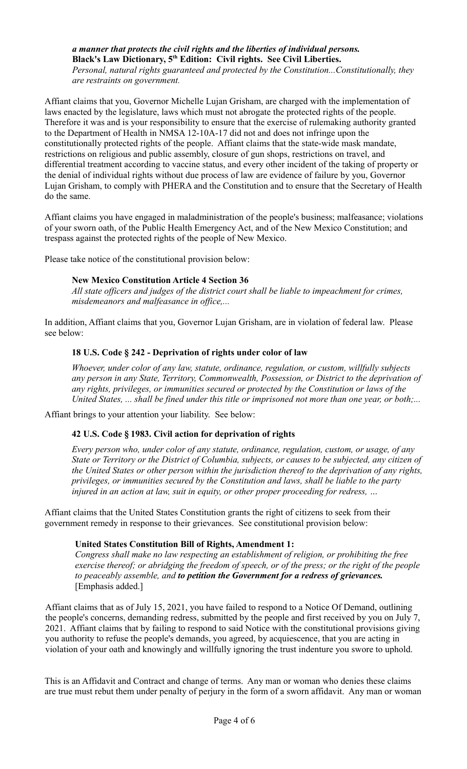***a manner that protects the civil rights and the liberties of individual persons.***
**Black's Law Dictionary, 5th Edition: Civil rights. See Civil Liberties.**
*Personal, natural rights guaranteed and protected by the Constitution...Constitutionally, they are restraints on government.*

Affiant claims that you, Governor Michelle Lujan Grisham, are charged with the implementation of laws enacted by the legislature, laws which must not abrogate the protected rights of the people. Therefore it was and is your responsibility to ensure that the exercise of rulemaking authority granted to the Department of Health in NMSA 12-10A-17 did not and does not infringe upon the constitutionally protected rights of the people. Affiant claims that the state-wide mask mandate, restrictions on religious and public assembly, closure of gun shops, restrictions on travel, and differential treatment according to vaccine status, and every other incident of the taking of property or the denial of individual rights without due process of law are evidence of failure by you, Governor Lujan Grisham, to comply with PHERA and the Constitution and to ensure that the Secretary of Health do the same.

Affiant claims you have engaged in maladministration of the people's business; malfeasance; violations of your sworn oath, of the Public Health Emergency Act, and of the New Mexico Constitution; and trespass against the protected rights of the people of New Mexico.

Please take notice of the constitutional provision below:

**New Mexico Constitution Article 4 Section 36**
*All state officers and judges of the district court shall be liable to impeachment for crimes, misdemeanors and malfeasance in office,...*

In addition, Affiant claims that you, Governor Lujan Grisham, are in violation of federal law. Please see below:

**18 U.S. Code § 242 - Deprivation of rights under color of law**

*Whoever, under color of any law, statute, ordinance, regulation, or custom, willfully subjects any person in any State, Territory, Commonwealth, Possession, or District to the deprivation of any rights, privileges, or immunities secured or protected by the Constitution or laws of the United States, ... shall be fined under this title or imprisoned not more than one year, or both;...*

Affiant brings to your attention your liability. See below:

**42 U.S. Code § 1983. Civil action for deprivation of rights**

*Every person who, under color of any statute, ordinance, regulation, custom, or usage, of any State or Territory or the District of Columbia, subjects, or causes to be subjected, any citizen of the United States or other person within the jurisdiction thereof to the deprivation of any rights, privileges, or immunities secured by the Constitution and laws, shall be liable to the party injured in an action at law, suit in equity, or other proper proceeding for redress, …*

Affiant claims that the United States Constitution grants the right of citizens to seek from their government remedy in response to their grievances. See constitutional provision below:

**United States Constitution Bill of Rights, Amendment 1:**
*Congress shall make no law respecting an establishment of religion, or prohibiting the free exercise thereof; or abridging the freedom of speech, or of the press; or the right of the people to peaceably assemble, and **to petition the Government for a redress of grievances.***
[Emphasis added.]

Affiant claims that as of July 15, 2021, you have failed to respond to a Notice Of Demand, outlining the people's concerns, demanding redress, submitted by the people and first received by you on July 7, 2021. Affiant claims that by failing to respond to said Notice with the constitutional provisions giving you authority to refuse the people's demands, you agreed, by acquiescence, that you are acting in violation of your oath and knowingly and willfully ignoring the trust indenture you swore to uphold.

This is an Affidavit and Contract and change of terms. Any man or woman who denies these claims are true must rebut them under penalty of perjury in the form of a sworn affidavit. Any man or woman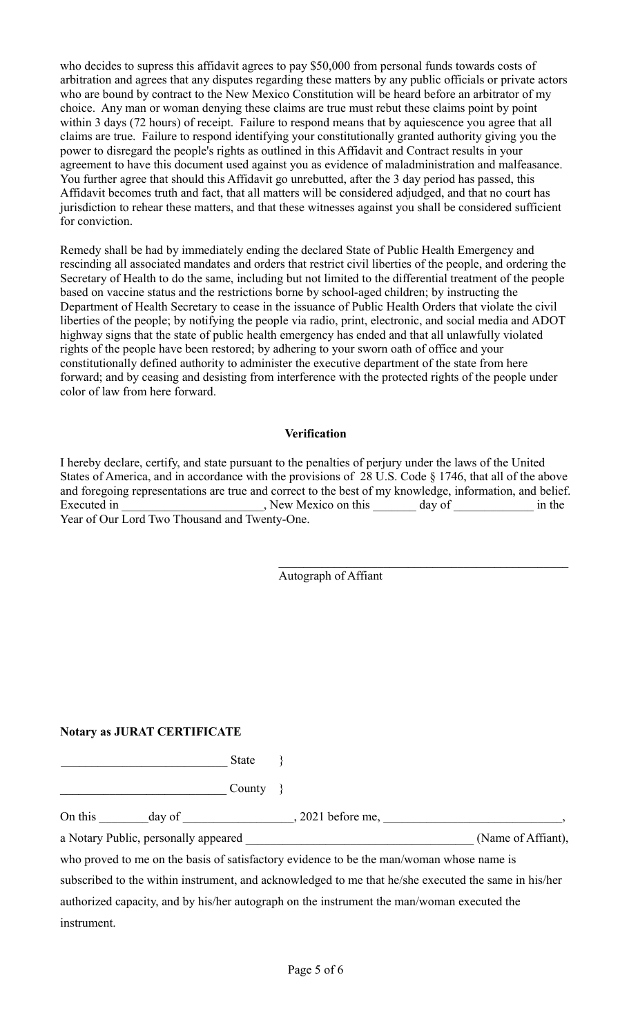who decides to supress this affidavit agrees to pay $50,000 from personal funds towards costs of arbitration and agrees that any disputes regarding these matters by any public officials or private actors who are bound by contract to the New Mexico Constitution will be heard before an arbitrator of my choice. Any man or woman denying these claims are true must rebut these claims point by point within 3 days (72 hours) of receipt. Failure to respond means that by aquiescence you agree that all claims are true. Failure to respond identifying your constitutionally granted authority giving you the power to disregard the people's rights as outlined in this Affidavit and Contract results in your agreement to have this document used against you as evidence of maladministration and malfeasance. You further agree that should this Affidavit go unrebutted, after the 3 day period has passed, this Affidavit becomes truth and fact, that all matters will be considered adjudged, and that no court has jurisdiction to rehear these matters, and that these witnesses against you shall be considered sufficient for conviction.

Remedy shall be had by immediately ending the declared State of Public Health Emergency and rescinding all associated mandates and orders that restrict civil liberties of the people, and ordering the Secretary of Health to do the same, including but not limited to the differential treatment of the people based on vaccine status and the restrictions borne by school-aged children; by instructing the Department of Health Secretary to cease in the issuance of Public Health Orders that violate the civil liberties of the people; by notifying the people via radio, print, electronic, and social media and ADOT highway signs that the state of public health emergency has ended and that all unlawfully violated rights of the people have been restored; by adhering to your sworn oath of office and your constitutionally defined authority to administer the executive department of the state from here forward; and by ceasing and desisting from interference with the protected rights of the people under color of law from here forward.

**Verification**

I hereby declare, certify, and state pursuant to the penalties of perjury under the laws of the United States of America, and in accordance with the provisions of 28 U.S. Code § 1746, that all of the above and foregoing representations are true and correct to the best of my knowledge, information, and belief. Executed in ______________________, New Mexico on this _______ day of ____________ in the Year of Our Lord Two Thousand and Twenty-One.

_____________________________________________
Autograph of Affiant

**Notary as JURAT CERTIFICATE**

__________________________ State }

__________________________ County }

On this ________day of _________________, 2021 before me, ____________________________,

a Notary Public, personally appeared ____________________________________ (Name of Affiant),

who proved to me on the basis of satisfactory evidence to be the man/woman whose name is subscribed to the within instrument, and acknowledged to me that he/she executed the same in his/her authorized capacity, and by his/her autograph on the instrument the man/woman executed the instrument.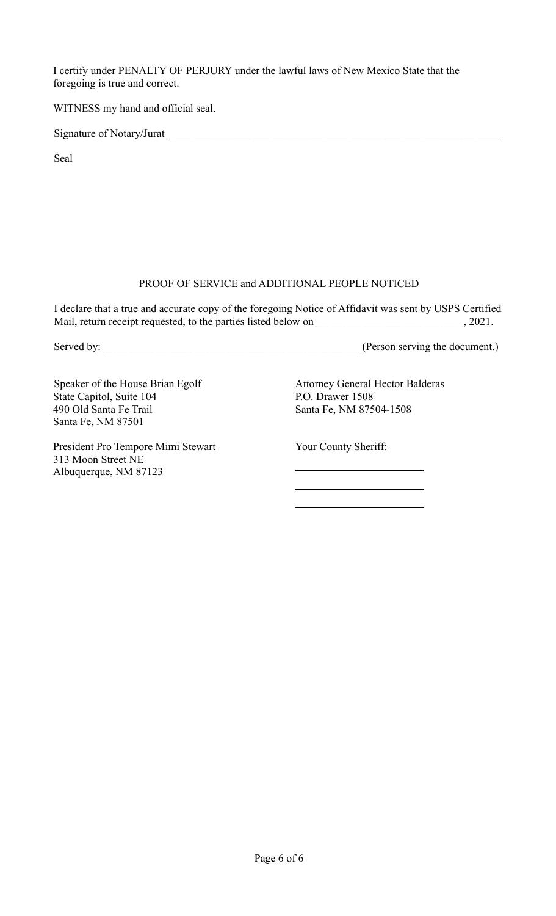I certify under PENALTY OF PERJURY under the lawful laws of New Mexico State that the foregoing is true and correct.

WITNESS my hand and official seal.

Signature of Notary/Jurat ______________________________________________________________

Seal

PROOF OF SERVICE and ADDITIONAL PEOPLE NOTICED

I declare that a true and accurate copy of the foregoing Notice of Affidavit was sent by USPS Certified Mail, return receipt requested, to the parties listed below on __________________________, 2021.

Served by: _______________________________________________ (Person serving the document.)

Speaker of the House Brian Egolf
State Capitol, Suite 104
490 Old Santa Fe Trail
Santa Fe, NM 87501

Attorney General Hector Balderas
P.O. Drawer 1508
Santa Fe, NM 87504-1508

President Pro Tempore Mimi Stewart
313 Moon Street NE
Albuquerque, NM 87123

Your County Sheriff:

________________________

________________________

________________________